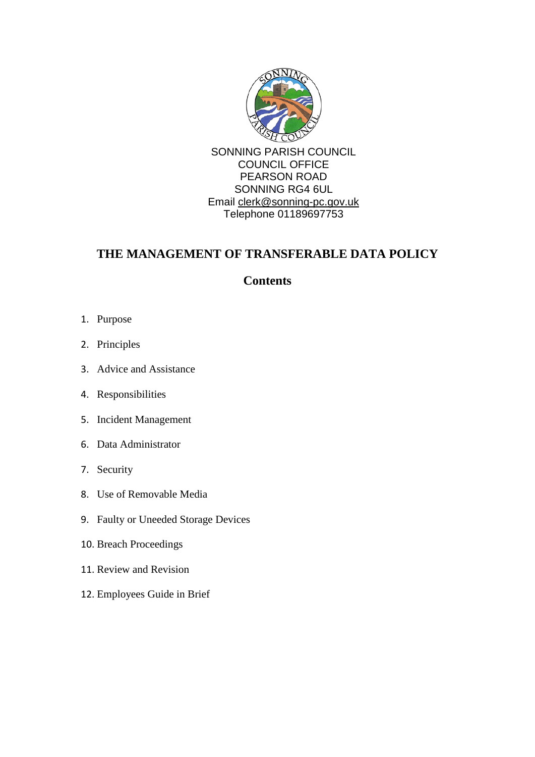SONNING PARISH COUNCIL
COUNCIL OFFICE
PEARSON ROAD
SONNING RG4 6UL
Email clerk@sonning-pc.gov.uk
Telephone 01189697753

# THE MANAGEMENT OF TRANSFERABLE DATA POLICY

## Contents

1. Purpose
2. Principles
3. Advice and Assistance
4. Responsibilities
5. Incident Management
6. Data Administrator
7. Security
8. Use of Removable Media
9. Faulty or Uneeded Storage Devices
10. Breach Proceedings
11. Review and Revision
12. Employees Guide in Brief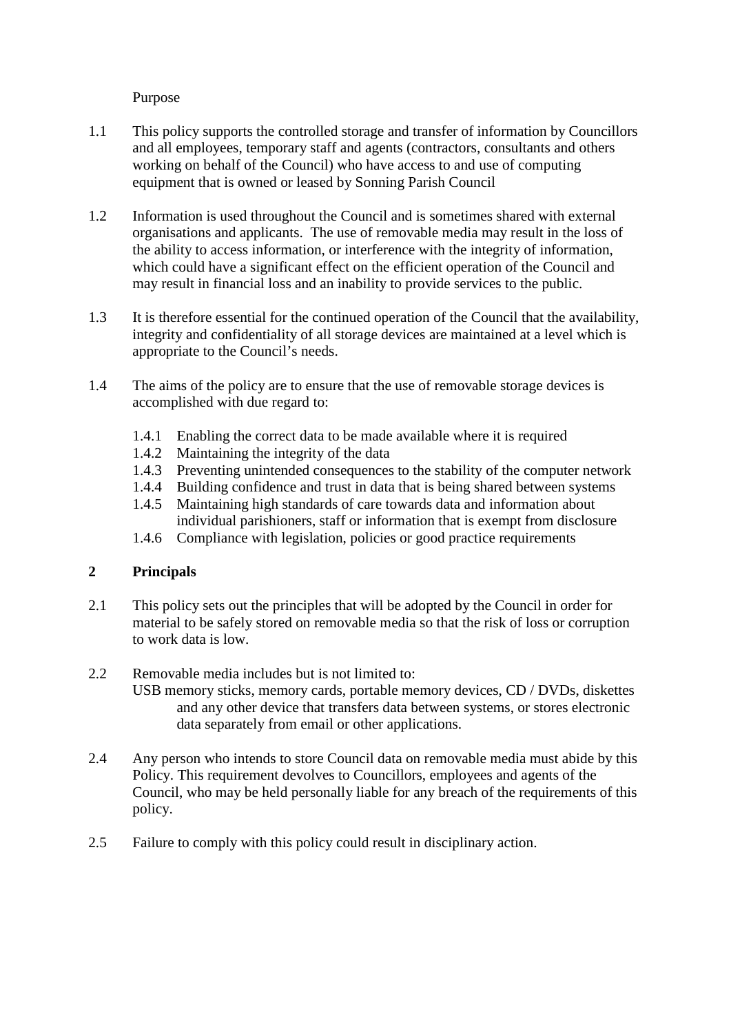Purpose

1.1 This policy supports the controlled storage and transfer of information by Councillors and all employees, temporary staff and agents (contractors, consultants and others working on behalf of the Council) who have access to and use of computing equipment that is owned or leased by Sonning Parish Council

1.2 Information is used throughout the Council and is sometimes shared with external organisations and applicants. The use of removable media may result in the loss of the ability to access information, or interference with the integrity of information, which could have a significant effect on the efficient operation of the Council and may result in financial loss and an inability to provide services to the public.

1.3 It is therefore essential for the continued operation of the Council that the availability, integrity and confidentiality of all storage devices are maintained at a level which is appropriate to the Council's needs.

1.4 The aims of the policy are to ensure that the use of removable storage devices is accomplished with due regard to:

- 1.4.1 Enabling the correct data to be made available where it is required
- 1.4.2 Maintaining the integrity of the data
- 1.4.3 Preventing unintended consequences to the stability of the computer network
- 1.4.4 Building confidence and trust in data that is being shared between systems
- 1.4.5 Maintaining high standards of care towards data and information about individual parishioners, staff or information that is exempt from disclosure
- 1.4.6 Compliance with legislation, policies or good practice requirements

## 2 Principals

2.1 This policy sets out the principles that will be adopted by the Council in order for material to be safely stored on removable media so that the risk of loss or corruption to work data is low.

2.2 Removable media includes but is not limited to:
USB memory sticks, memory cards, portable memory devices, CD / DVDs, diskettes and any other device that transfers data between systems, or stores electronic data separately from email or other applications.

2.4 Any person who intends to store Council data on removable media must abide by this Policy. This requirement devolves to Councillors, employees and agents of the Council, who may be held personally liable for any breach of the requirements of this policy.

2.5 Failure to comply with this policy could result in disciplinary action.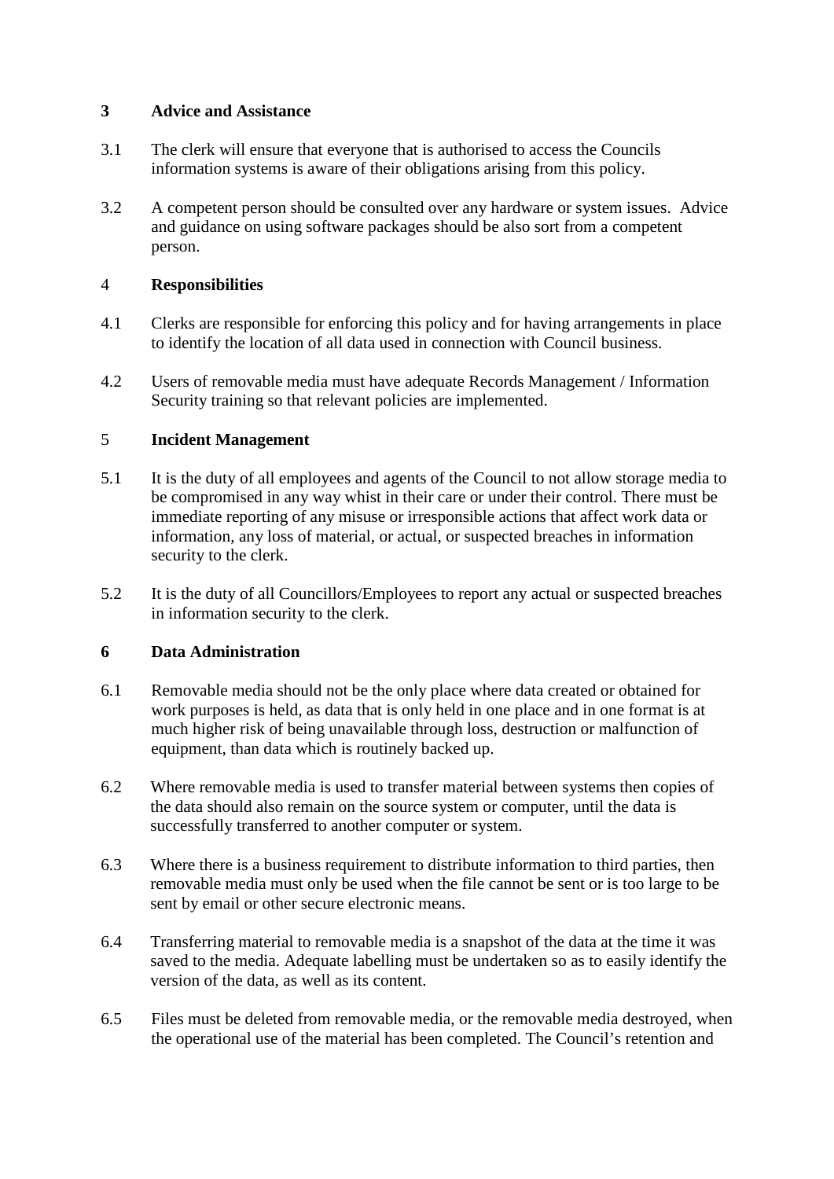## 3 Advice and Assistance

3.1 The clerk will ensure that everyone that is authorised to access the Councils information systems is aware of their obligations arising from this policy.

3.2 A competent person should be consulted over any hardware or system issues. Advice and guidance on using software packages should be also sort from a competent person.

## 4 Responsibilities

4.1 Clerks are responsible for enforcing this policy and for having arrangements in place to identify the location of all data used in connection with Council business.

4.2 Users of removable media must have adequate Records Management / Information Security training so that relevant policies are implemented.

## 5 Incident Management

5.1 It is the duty of all employees and agents of the Council to not allow storage media to be compromised in any way whist in their care or under their control. There must be immediate reporting of any misuse or irresponsible actions that affect work data or information, any loss of material, or actual, or suspected breaches in information security to the clerk.

5.2 It is the duty of all Councillors/Employees to report any actual or suspected breaches in information security to the clerk.

## 6 Data Administration

6.1 Removable media should not be the only place where data created or obtained for work purposes is held, as data that is only held in one place and in one format is at much higher risk of being unavailable through loss, destruction or malfunction of equipment, than data which is routinely backed up.

6.2 Where removable media is used to transfer material between systems then copies of the data should also remain on the source system or computer, until the data is successfully transferred to another computer or system.

6.3 Where there is a business requirement to distribute information to third parties, then removable media must only be used when the file cannot be sent or is too large to be sent by email or other secure electronic means.

6.4 Transferring material to removable media is a snapshot of the data at the time it was saved to the media. Adequate labelling must be undertaken so as to easily identify the version of the data, as well as its content.

6.5 Files must be deleted from removable media, or the removable media destroyed, when the operational use of the material has been completed. The Council's retention and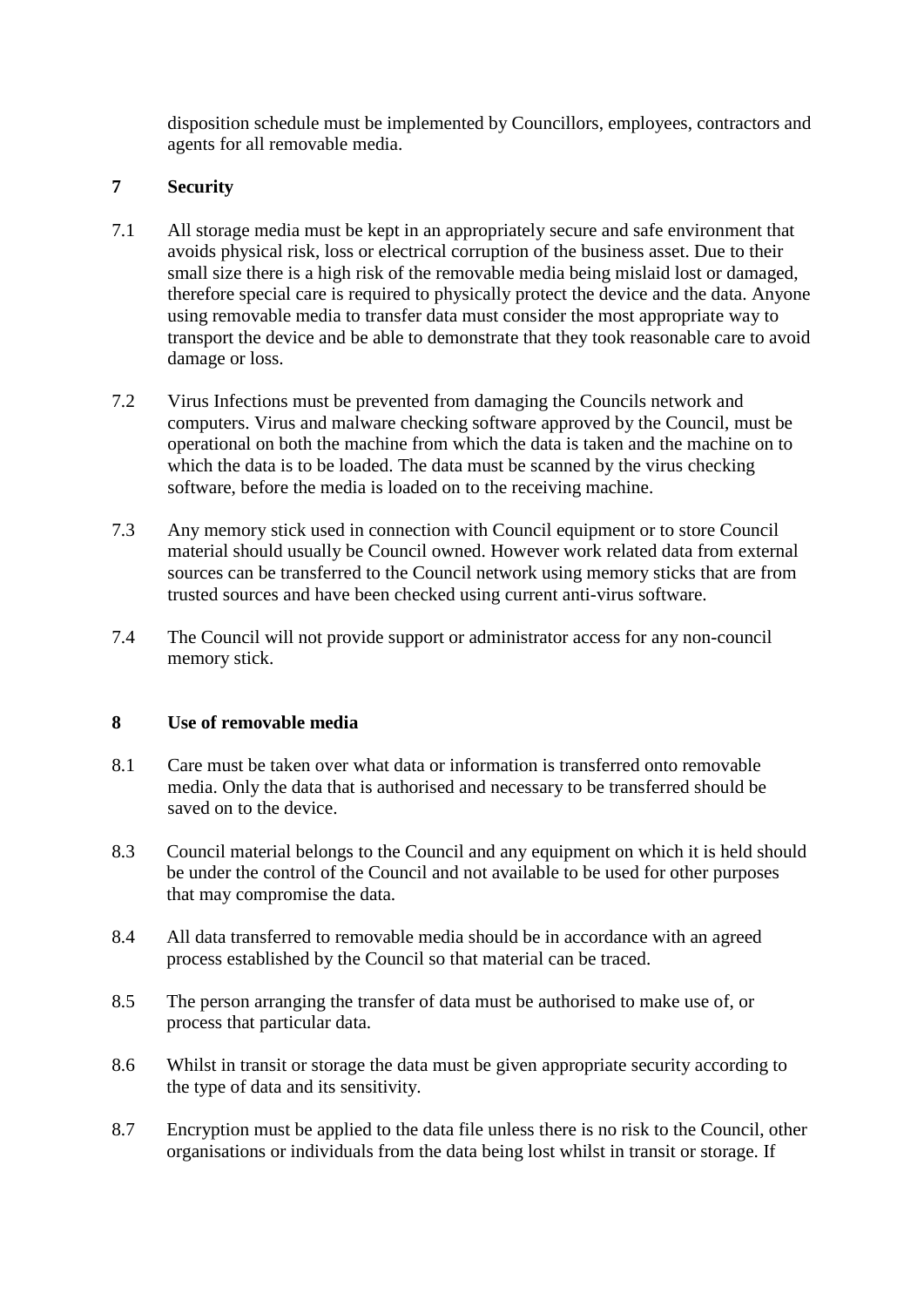disposition schedule must be implemented by Councillors, employees, contractors and agents for all removable media.

## 7 Security

7.1 All storage media must be kept in an appropriately secure and safe environment that avoids physical risk, loss or electrical corruption of the business asset. Due to their small size there is a high risk of the removable media being mislaid lost or damaged, therefore special care is required to physically protect the device and the data. Anyone using removable media to transfer data must consider the most appropriate way to transport the device and be able to demonstrate that they took reasonable care to avoid damage or loss.

7.2 Virus Infections must be prevented from damaging the Councils network and computers. Virus and malware checking software approved by the Council, must be operational on both the machine from which the data is taken and the machine on to which the data is to be loaded. The data must be scanned by the virus checking software, before the media is loaded on to the receiving machine.

7.3 Any memory stick used in connection with Council equipment or to store Council material should usually be Council owned. However work related data from external sources can be transferred to the Council network using memory sticks that are from trusted sources and have been checked using current anti-virus software.

7.4 The Council will not provide support or administrator access for any non-council memory stick.

## 8 Use of removable media

8.1 Care must be taken over what data or information is transferred onto removable media. Only the data that is authorised and necessary to be transferred should be saved on to the device.

8.3 Council material belongs to the Council and any equipment on which it is held should be under the control of the Council and not available to be used for other purposes that may compromise the data.

8.4 All data transferred to removable media should be in accordance with an agreed process established by the Council so that material can be traced.

8.5 The person arranging the transfer of data must be authorised to make use of, or process that particular data.

8.6 Whilst in transit or storage the data must be given appropriate security according to the type of data and its sensitivity.

8.7 Encryption must be applied to the data file unless there is no risk to the Council, other organisations or individuals from the data being lost whilst in transit or storage. If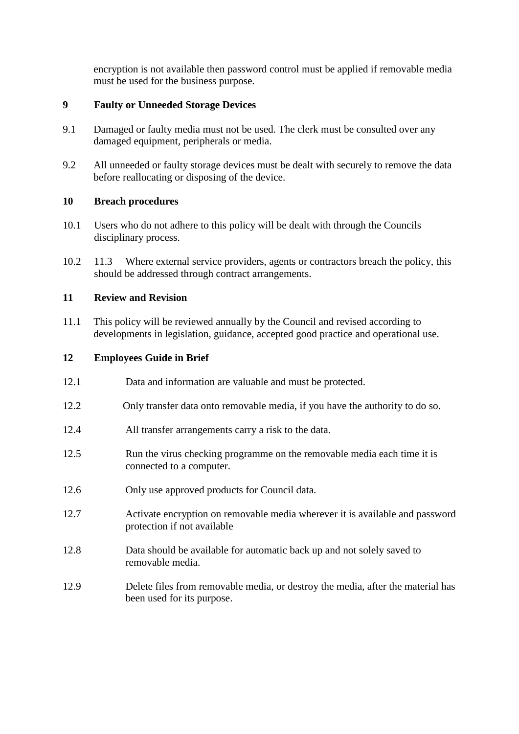encryption is not available then password control must be applied if removable media must be used for the business purpose.

## 9 Faulty or Unneeded Storage Devices

9.1 Damaged or faulty media must not be used. The clerk must be consulted over any damaged equipment, peripherals or media.

9.2 All unneeded or faulty storage devices must be dealt with securely to remove the data before reallocating or disposing of the device.

## 10 Breach procedures

10.1 Users who do not adhere to this policy will be dealt with through the Councils disciplinary process.

10.2 11.3 Where external service providers, agents or contractors breach the policy, this should be addressed through contract arrangements.

## 11 Review and Revision

11.1 This policy will be reviewed annually by the Council and revised according to developments in legislation, guidance, accepted good practice and operational use.

## 12 Employees Guide in Brief

12.1 Data and information are valuable and must be protected.

12.2 Only transfer data onto removable media, if you have the authority to do so.

12.4 All transfer arrangements carry a risk to the data.

12.5 Run the virus checking programme on the removable media each time it is connected to a computer.

12.6 Only use approved products for Council data.

12.7 Activate encryption on removable media wherever it is available and password protection if not available

12.8 Data should be available for automatic back up and not solely saved to removable media.

12.9 Delete files from removable media, or destroy the media, after the material has been used for its purpose.